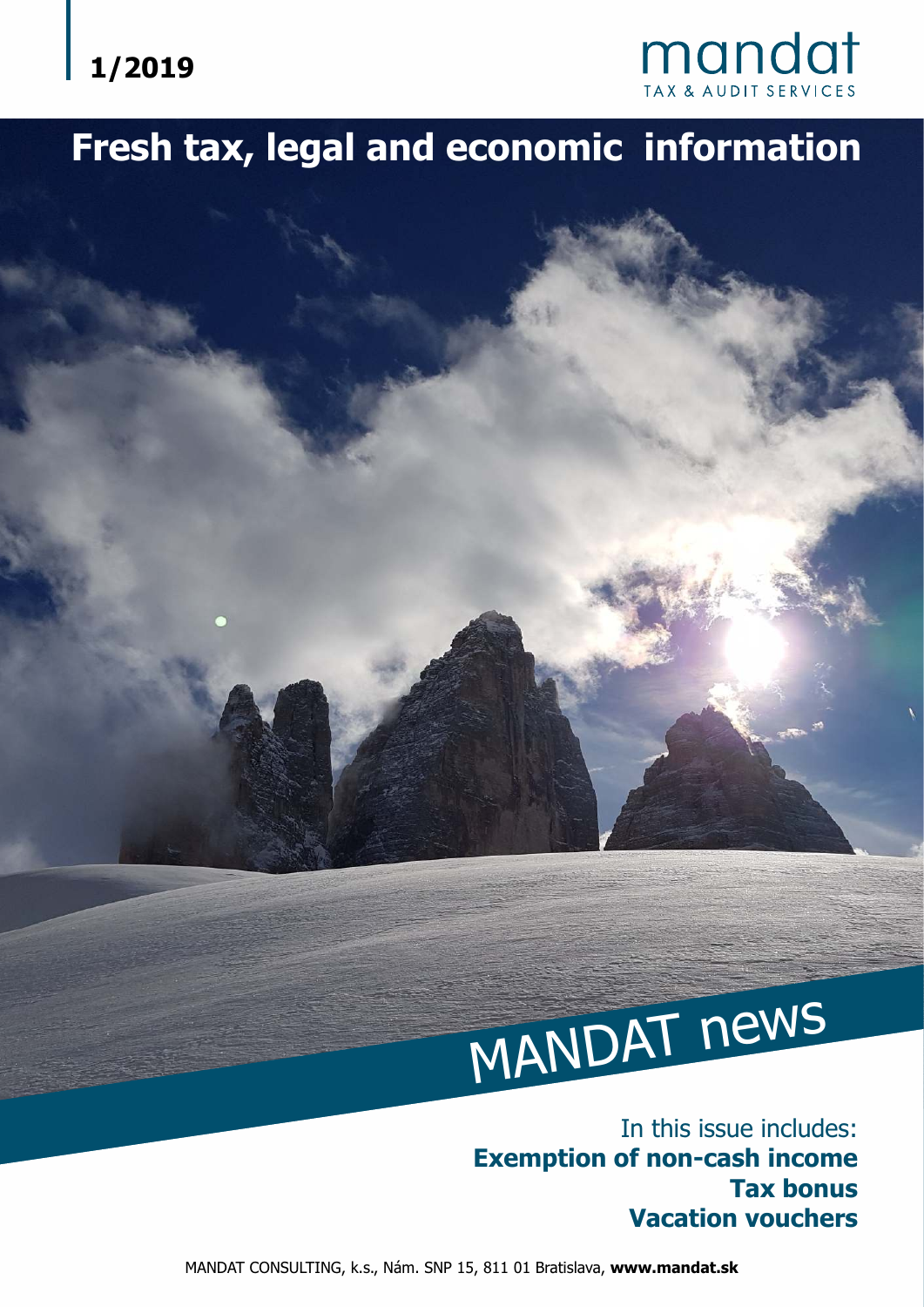1/2019

mandat

TAX & AUDIT SERVICES

# Fresh tax, legal and economic information

# MANDAT news

In this issue includes:

**Exemption of non-cash income**

**Tax bonus**

**Vacation vouchers**

MANDAT CONSULTING, k.s., Nám. SNP 15, 811 01 Bratislava, **www.mandat.sk**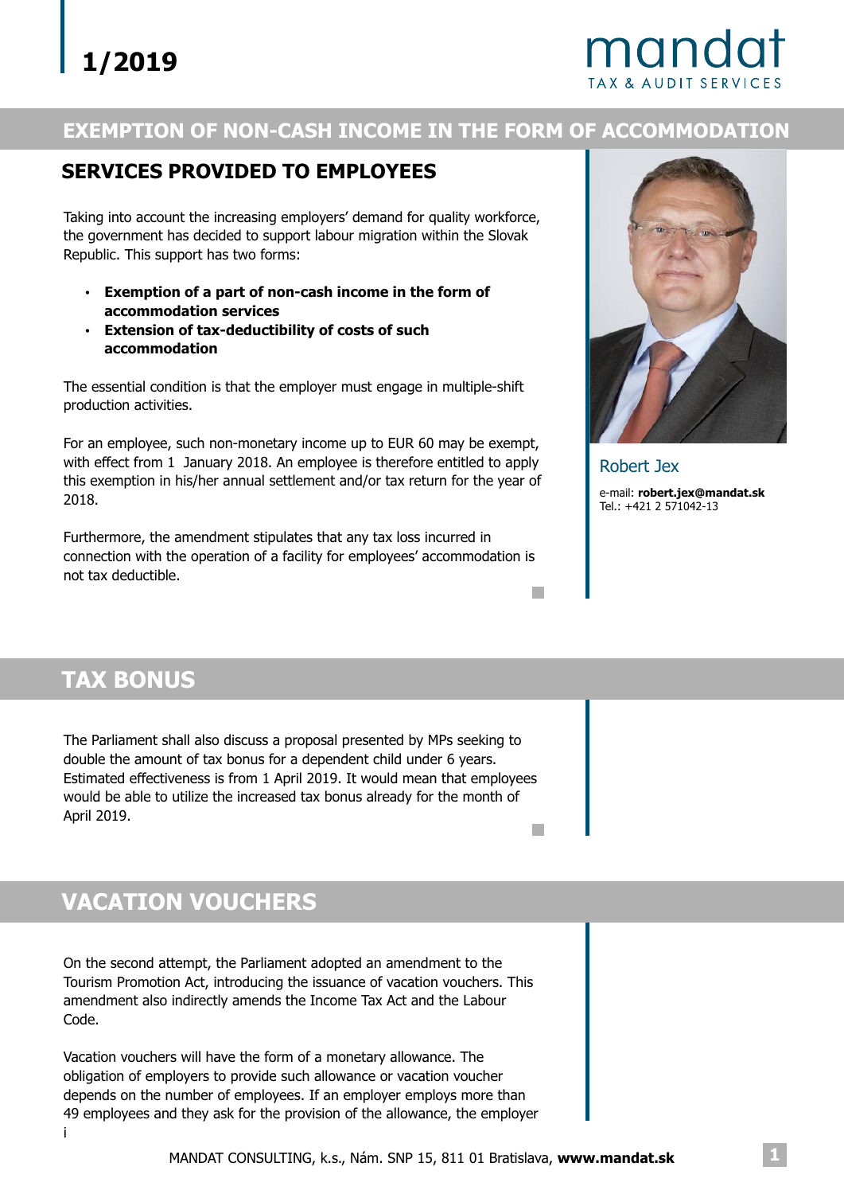# EXEMPTION OF NON-CASH INCOME IN THE FORM OF ACCOMMODATION SERVICES PROVIDED TO EMPLOYEES

Taking into account the increasing employers' demand for quality workforce, the government has decided to support labour migration within the Slovak Republic. This support has two forms:

- **Exemption of a part of non-cash income in the form of accommodation services**
- **Extension of tax-deductibility of costs of such accommodation**

The essential condition is that the employer must engage in multiple-shift production activities.

For an employee, such non-monetary income up to EUR 60 may be exempt, with effect from 1 January 2018. An employee is therefore entitled to apply this exemption in his/her annual settlement and/or tax return for the year of 2018.

Furthermore, the amendment stipulates that any tax loss incurred in connection with the operation of a facility for employees' accommodation is not tax deductible.

Robert Jex

e-mail: **robert.jex@mandat.sk**
Tel.: +421 2 571042-13

# TAX BONUS

The Parliament shall also discuss a proposal presented by MPs seeking to double the amount of tax bonus for a dependent child under 6 years. Estimated effectiveness is from 1 April 2019. It would mean that employees would be able to utilize the increased tax bonus already for the month of April 2019.

# VACATION VOUCHERS

On the second attempt, the Parliament adopted an amendment to the Tourism Promotion Act, introducing the issuance of vacation vouchers. This amendment also indirectly amends the Income Tax Act and the Labour Code.

Vacation vouchers will have the form of a monetary allowance. The obligation of employers to provide such allowance or vacation voucher depends on the number of employees. If an employer employs more than 49 employees and they ask for the provision of the allowance, the employer i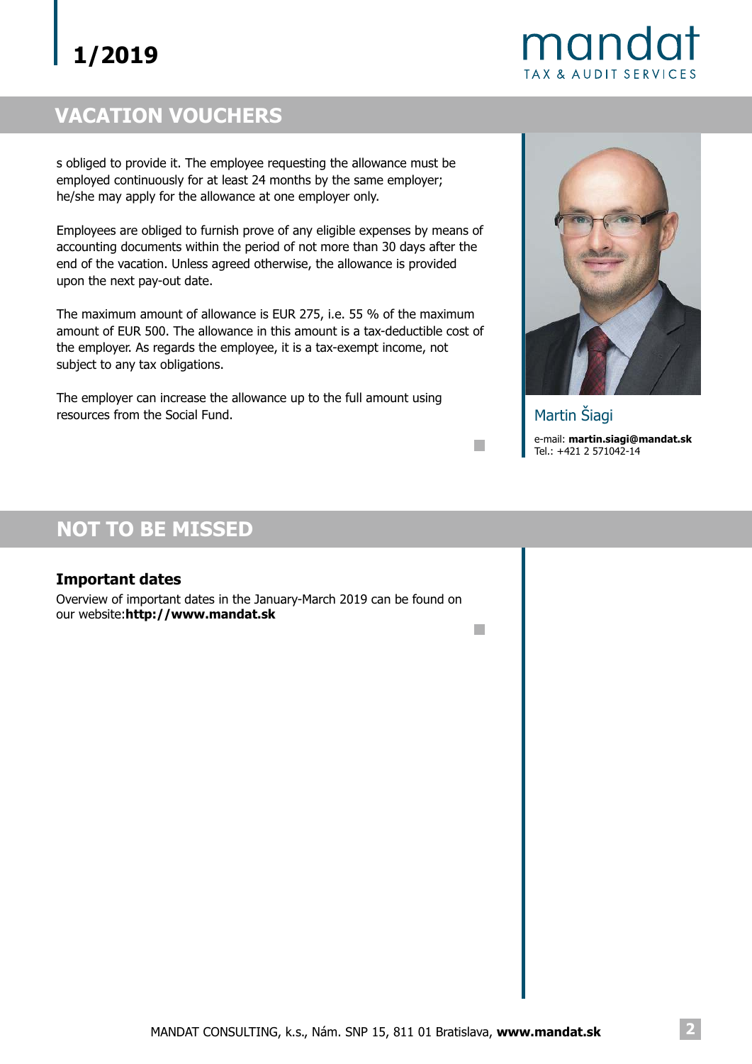## VACATION VOUCHERS

s obliged to provide it. The employee requesting the allowance must be employed continuously for at least 24 months by the same employer; he/she may apply for the allowance at one employer only.

Employees are obliged to furnish prove of any eligible expenses by means of accounting documents within the period of not more than 30 days after the end of the vacation. Unless agreed otherwise, the allowance is provided upon the next pay-out date.

The maximum amount of allowance is EUR 275, i.e. 55 % of the maximum amount of EUR 500. The allowance in this amount is a tax-deductible cost of the employer. As regards the employee, it is a tax-exempt income, not subject to any tax obligations.

The employer can increase the allowance up to the full amount using resources from the Social Fund.

Martin Šiagi

e-mail: **martin.siagi@mandat.sk**
Tel.: +421 2 571042-14

## NOT TO BE MISSED

### Important dates

Overview of important dates in the January-March 2019 can be found on our website:**http://www.mandat.sk**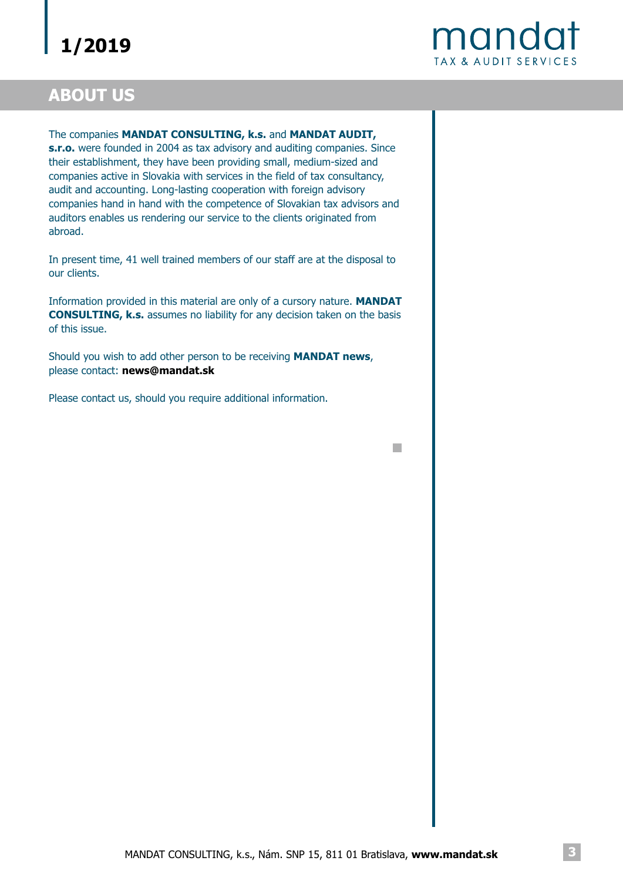## ABOUT US

The companies **MANDAT CONSULTING, k.s.** and **MANDAT AUDIT, s.r.o.** were founded in 2004 as tax advisory and auditing companies. Since their establishment, they have been providing small, medium-sized and companies active in Slovakia with services in the field of tax consultancy, audit and accounting. Long-lasting cooperation with foreign advisory companies hand in hand with the competence of Slovakian tax advisors and auditors enables us rendering our service to the clients originated from abroad.

In present time, 41 well trained members of our staff are at the disposal to our clients.

Information provided in this material are only of a cursory nature. **MANDAT CONSULTING, k.s.** assumes no liability for any decision taken on the basis of this issue.

Should you wish to add other person to be receiving **MANDAT news**, please contact: **news@mandat.sk**

Please contact us, should you require additional information.